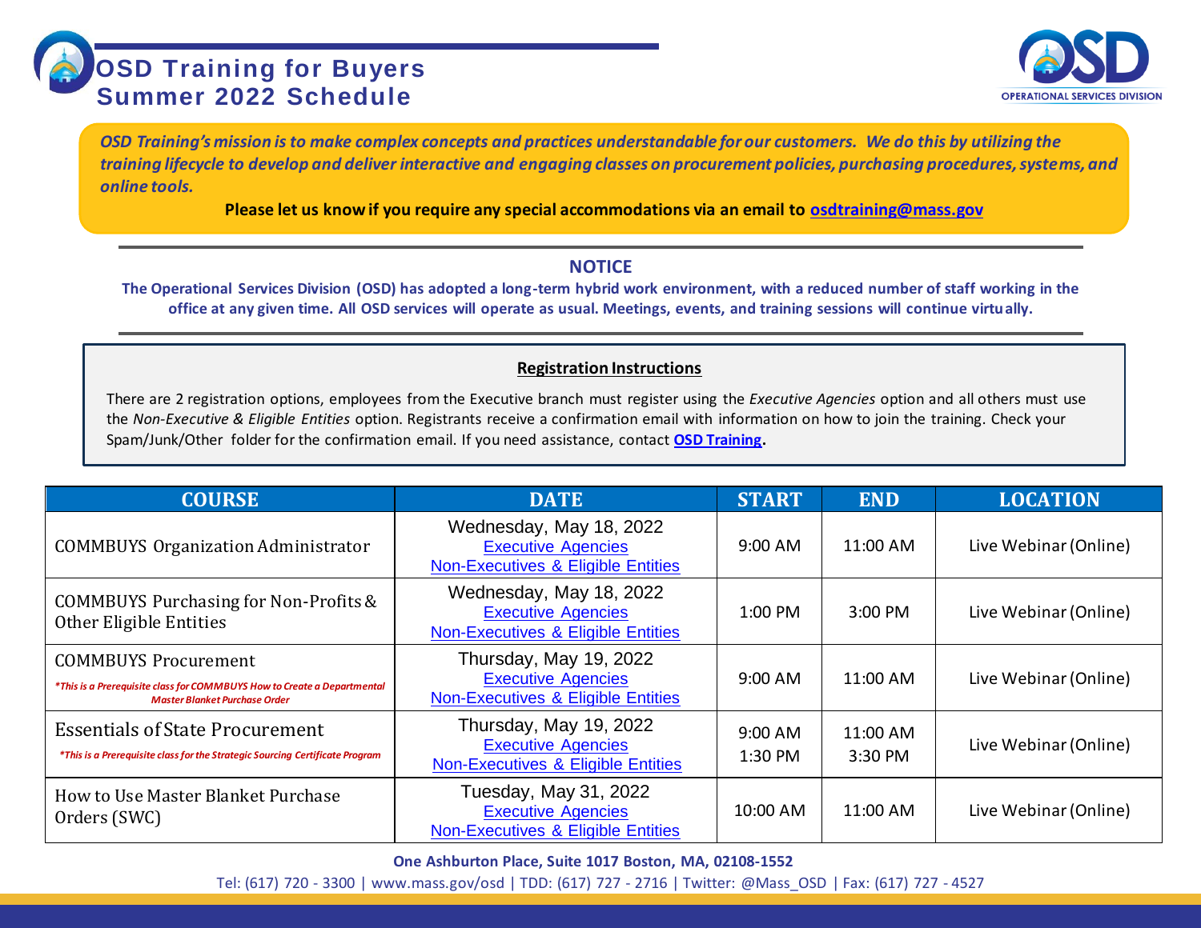# OSD Training for Buyers
## Summer 2022 Schedule

OPERATIONAL SERVICES DIVISION

***OSD Training's mission is to make complex concepts and practices understandable for our customers. We do this by utilizing the training lifecycle to develop and deliver interactive and engaging classes on procurement policies, purchasing procedures, systems, and online tools.***

**Please let us know if you require any special accommodations via an email to osdtraining@mass.gov**

### NOTICE

**The Operational Services Division (OSD) has adopted a long-term hybrid work environment, with a reduced number of staff working in the office at any given time. All OSD services will operate as usual. Meetings, events, and training sessions will continue virtually.**

**Registration Instructions**

There are 2 registration options, employees from the Executive branch must register using the *Executive Agencies* option and all others must use the *Non-Executive & Eligible Entities* option. Registrants receive a confirmation email with information on how to join the training. Check your Spam/Junk/Other folder for the confirmation email. If you need assistance, contact **OSD Training**.

| COURSE | DATE | START | END | LOCATION |
|---|---|---|---|---|
| COMMBUYS Organization Administrator | Wednesday, May 18, 2022<br>Executive Agencies<br>Non-Executives & Eligible Entities | 9:00 AM | 11:00 AM | Live Webinar (Online) |
| COMMBUYS Purchasing for Non-Profits & Other Eligible Entities | Wednesday, May 18, 2022<br>Executive Agencies<br>Non-Executives & Eligible Entities | 1:00 PM | 3:00 PM | Live Webinar (Online) |
| COMMBUYS Procurement<br>*\*This is a Prerequisite class for COMMBUYS How to Create a Departmental Master Blanket Purchase Order* | Thursday, May 19, 2022<br>Executive Agencies<br>Non-Executives & Eligible Entities | 9:00 AM | 11:00 AM | Live Webinar (Online) |
| Essentials of State Procurement<br>*\*This is a Prerequisite class for the Strategic Sourcing Certificate Program* | Thursday, May 19, 2022<br>Executive Agencies<br>Non-Executives & Eligible Entities | 9:00 AM<br>1:30 PM | 11:00 AM<br>3:30 PM | Live Webinar (Online) |
| How to Use Master Blanket Purchase Orders (SWC) | Tuesday, May 31, 2022<br>Executive Agencies<br>Non-Executives & Eligible Entities | 10:00 AM | 11:00 AM | Live Webinar (Online) |

**One Ashburton Place, Suite 1017 Boston, MA, 02108-1552**

Tel: (617) 720 - 3300 | www.mass.gov/osd | TDD: (617) 727 - 2716 | Twitter: @Mass_OSD | Fax: (617) 727 - 4527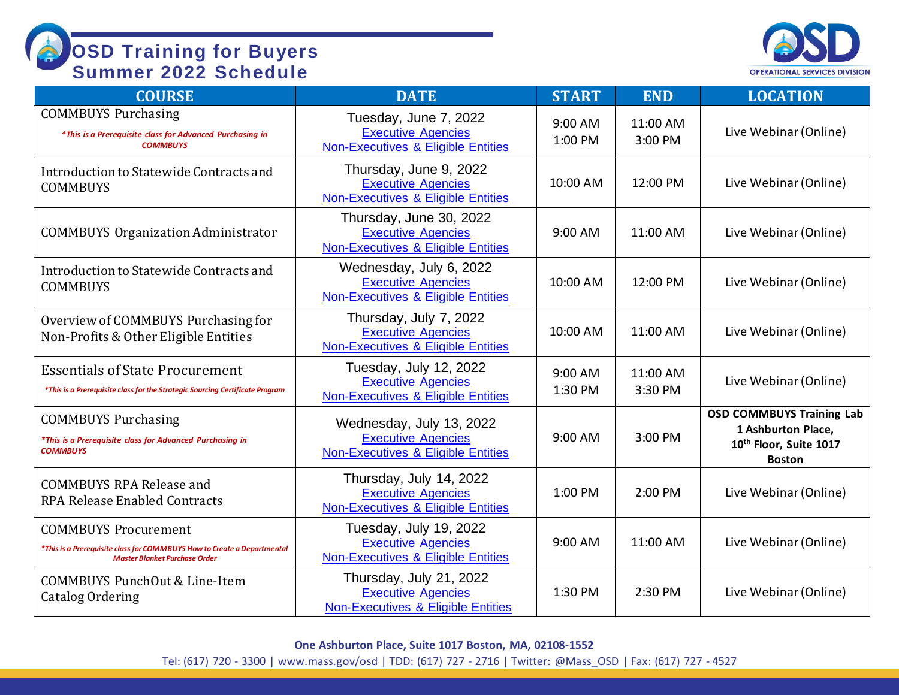# OSD Training for Buyers
## Summer 2022 Schedule

OPERATIONAL SERVICES DIVISION

| COURSE | DATE | START | END | LOCATION |
|---|---|---|---|---|
| COMMBUYS Purchasing<br>*\*This is a Prerequisite class for Advanced Purchasing in COMMBUYS* | Tuesday, June 7, 2022<br>Executive Agencies<br>Non-Executives & Eligible Entities | 9:00 AM<br>1:00 PM | 11:00 AM<br>3:00 PM | Live Webinar (Online) |
| Introduction to Statewide Contracts and COMMBUYS | Thursday, June 9, 2022<br>Executive Agencies<br>Non-Executives & Eligible Entities | 10:00 AM | 12:00 PM | Live Webinar (Online) |
| COMMBUYS Organization Administrator | Thursday, June 30, 2022<br>Executive Agencies<br>Non-Executives & Eligible Entities | 9:00 AM | 11:00 AM | Live Webinar (Online) |
| Introduction to Statewide Contracts and COMMBUYS | Wednesday, July 6, 2022<br>Executive Agencies<br>Non-Executives & Eligible Entities | 10:00 AM | 12:00 PM | Live Webinar (Online) |
| Overview of COMMBUYS Purchasing for Non-Profits & Other Eligible Entities | Thursday, July 7, 2022<br>Executive Agencies<br>Non-Executives & Eligible Entities | 10:00 AM | 11:00 AM | Live Webinar (Online) |
| Essentials of State Procurement<br>*\*This is a Prerequisite class for the Strategic Sourcing Certificate Program* | Tuesday, July 12, 2022<br>Executive Agencies<br>Non-Executives & Eligible Entities | 9:00 AM<br>1:30 PM | 11:00 AM<br>3:30 PM | Live Webinar (Online) |
| COMMBUYS Purchasing<br>*\*This is a Prerequisite class for Advanced Purchasing in COMMBUYS* | Wednesday, July 13, 2022<br>Executive Agencies<br>Non-Executives & Eligible Entities | 9:00 AM | 3:00 PM | **OSD COMMBUYS Training Lab<br>1 Ashburton Place,<br>10th Floor, Suite 1017<br>Boston** |
| COMMBUYS RPA Release and RPA Release Enabled Contracts | Thursday, July 14, 2022<br>Executive Agencies<br>Non-Executives & Eligible Entities | 1:00 PM | 2:00 PM | Live Webinar (Online) |
| COMMBUYS Procurement<br>*\*This is a Prerequisite class for COMMBUYS How to Create a Departmental Master Blanket Purchase Order* | Tuesday, July 19, 2022<br>Executive Agencies<br>Non-Executives & Eligible Entities | 9:00 AM | 11:00 AM | Live Webinar (Online) |
| COMMBUYS PunchOut & Line-Item Catalog Ordering | Thursday, July 21, 2022<br>Executive Agencies<br>Non-Executives & Eligible Entities | 1:30 PM | 2:30 PM | Live Webinar (Online) |

**One Ashburton Place, Suite 1017 Boston, MA, 02108-1552**

Tel: (617) 720 - 3300 | www.mass.gov/osd | TDD: (617) 727 - 2716 | Twitter: @Mass_OSD | Fax: (617) 727 - 4527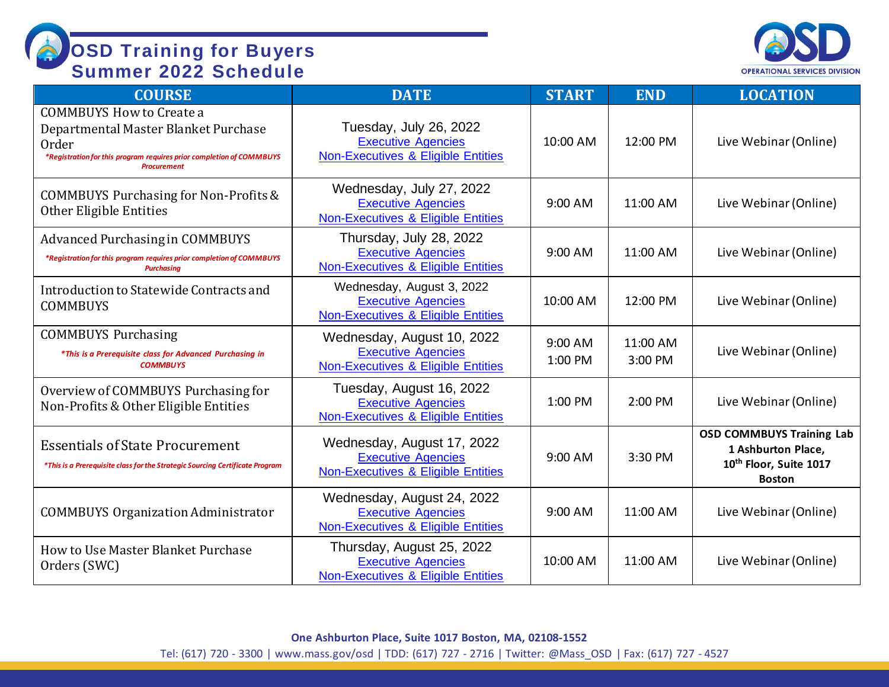# OSD Training for Buyers
## Summer 2022 Schedule

| COURSE | DATE | START | END | LOCATION |
|---|---|---|---|---|
| COMMBUYS How to Create a Departmental Master Blanket Purchase Order *\*Registration for this program requires prior completion of COMMBUYS Procurement* | Tuesday, July 26, 2022 Executive Agencies Non-Executives & Eligible Entities | 10:00 AM | 12:00 PM | Live Webinar (Online) |
| COMMBUYS Purchasing for Non-Profits & Other Eligible Entities | Wednesday, July 27, 2022 Executive Agencies Non-Executives & Eligible Entities | 9:00 AM | 11:00 AM | Live Webinar (Online) |
| Advanced Purchasing in COMMBUYS *\*Registration for this program requires prior completion of COMMBUYS Purchasing* | Thursday, July 28, 2022 Executive Agencies Non-Executives & Eligible Entities | 9:00 AM | 11:00 AM | Live Webinar (Online) |
| Introduction to Statewide Contracts and COMMBUYS | Wednesday, August 3, 2022 Executive Agencies Non-Executives & Eligible Entities | 10:00 AM | 12:00 PM | Live Webinar (Online) |
| COMMBUYS Purchasing *\*This is a Prerequisite class for Advanced Purchasing in COMMBUYS* | Wednesday, August 10, 2022 Executive Agencies Non-Executives & Eligible Entities | 9:00 AM 1:00 PM | 11:00 AM 3:00 PM | Live Webinar (Online) |
| Overview of COMMBUYS Purchasing for Non-Profits & Other Eligible Entities | Tuesday, August 16, 2022 Executive Agencies Non-Executives & Eligible Entities | 1:00 PM | 2:00 PM | Live Webinar (Online) |
| Essentials of State Procurement *\*This is a Prerequisite class for the Strategic Sourcing Certificate Program* | Wednesday, August 17, 2022 Executive Agencies Non-Executives & Eligible Entities | 9:00 AM | 3:30 PM | **OSD COMMBUYS Training Lab 1 Ashburton Place, 10th Floor, Suite 1017 Boston** |
| COMMBUYS Organization Administrator | Wednesday, August 24, 2022 Executive Agencies Non-Executives & Eligible Entities | 9:00 AM | 11:00 AM | Live Webinar (Online) |
| How to Use Master Blanket Purchase Orders (SWC) | Thursday, August 25, 2022 Executive Agencies Non-Executives & Eligible Entities | 10:00 AM | 11:00 AM | Live Webinar (Online) |

**One Ashburton Place, Suite 1017 Boston, MA, 02108-1552**

Tel: (617) 720 - 3300 | www.mass.gov/osd | TDD: (617) 727 - 2716 | Twitter: @Mass_OSD | Fax: (617) 727 - 4527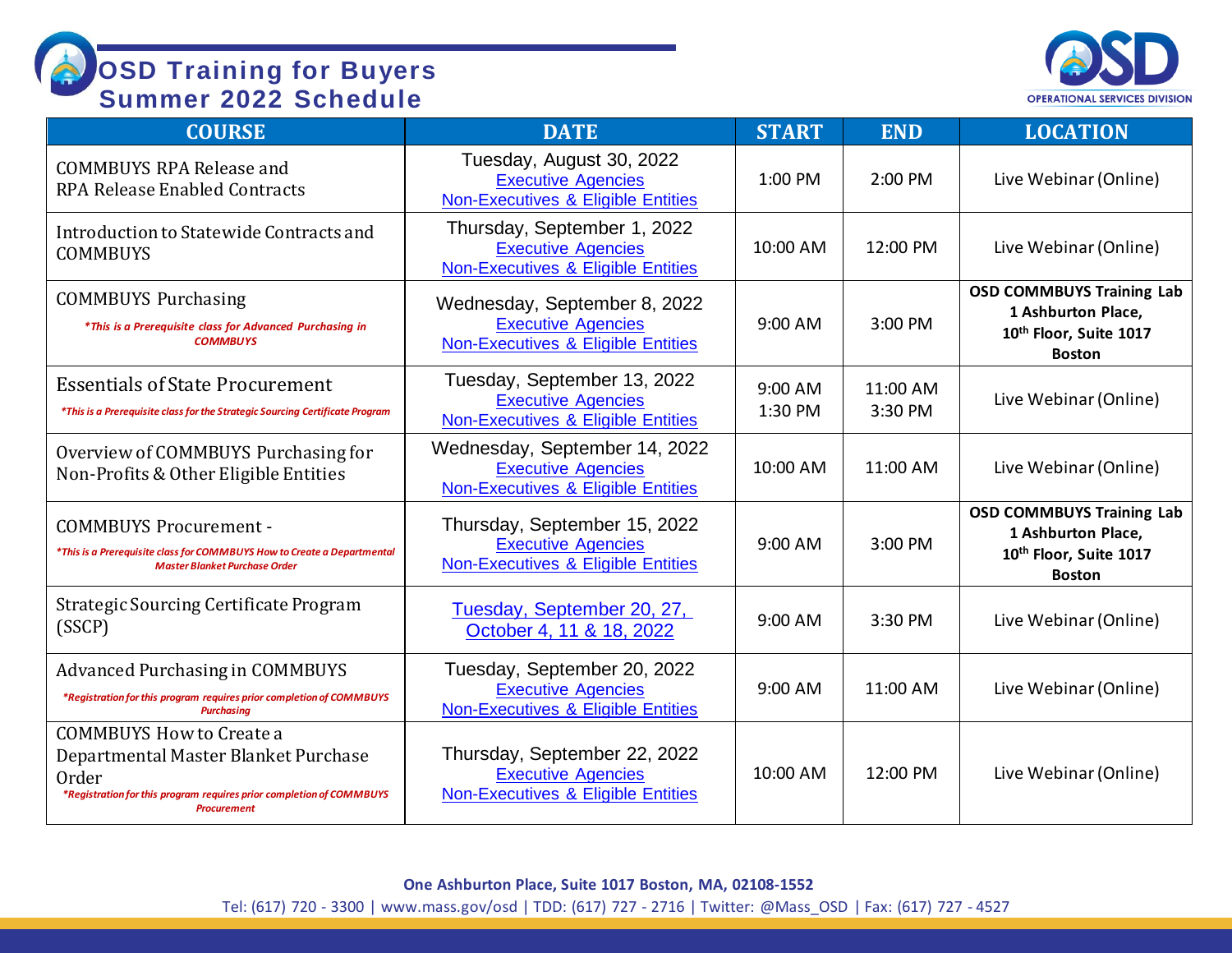# OSD Training for Buyers
## Summer 2022 Schedule

OPERATIONAL SERVICES DIVISION

| COURSE | DATE | START | END | LOCATION |
|---|---|---|---|---|
| COMMBUYS RPA Release and RPA Release Enabled Contracts | Tuesday, August 30, 2022<br>Executive Agencies<br>Non-Executives & Eligible Entities | 1:00 PM | 2:00 PM | Live Webinar (Online) |
| Introduction to Statewide Contracts and COMMBUYS | Thursday, September 1, 2022<br>Executive Agencies<br>Non-Executives & Eligible Entities | 10:00 AM | 12:00 PM | Live Webinar (Online) |
| COMMBUYS Purchasing<br>*\*This is a Prerequisite class for Advanced Purchasing in COMMBUYS* | Wednesday, September 8, 2022<br>Executive Agencies<br>Non-Executives & Eligible Entities | 9:00 AM | 3:00 PM | **OSD COMMBUYS Training Lab 1 Ashburton Place, 10th Floor, Suite 1017 Boston** |
| Essentials of State Procurement<br>*\*This is a Prerequisite class for the Strategic Sourcing Certificate Program* | Tuesday, September 13, 2022<br>Executive Agencies<br>Non-Executives & Eligible Entities | 9:00 AM<br>1:30 PM | 11:00 AM<br>3:30 PM | Live Webinar (Online) |
| Overview of COMMBUYS Purchasing for Non-Profits & Other Eligible Entities | Wednesday, September 14, 2022<br>Executive Agencies<br>Non-Executives & Eligible Entities | 10:00 AM | 11:00 AM | Live Webinar (Online) |
| COMMBUYS Procurement -<br>*\*This is a Prerequisite class for COMMBUYS How to Create a Departmental Master Blanket Purchase Order* | Thursday, September 15, 2022<br>Executive Agencies<br>Non-Executives & Eligible Entities | 9:00 AM | 3:00 PM | **OSD COMMBUYS Training Lab 1 Ashburton Place, 10th Floor, Suite 1017 Boston** |
| Strategic Sourcing Certificate Program (SSCP) | Tuesday, September 20, 27, October 4, 11 & 18, 2022 | 9:00 AM | 3:30 PM | Live Webinar (Online) |
| Advanced Purchasing in COMMBUYS<br>*\*Registration for this program requires prior completion of COMMBUYS Purchasing* | Tuesday, September 20, 2022<br>Executive Agencies<br>Non-Executives & Eligible Entities | 9:00 AM | 11:00 AM | Live Webinar (Online) |
| COMMBUYS How to Create a Departmental Master Blanket Purchase Order<br>*\*Registration for this program requires prior completion of COMMBUYS Procurement* | Thursday, September 22, 2022<br>Executive Agencies<br>Non-Executives & Eligible Entities | 10:00 AM | 12:00 PM | Live Webinar (Online) |

**One Ashburton Place, Suite 1017 Boston, MA, 02108-1552**

Tel: (617) 720 - 3300 | www.mass.gov/osd | TDD: (617) 727 - 2716 | Twitter: @Mass_OSD | Fax: (617) 727 - 4527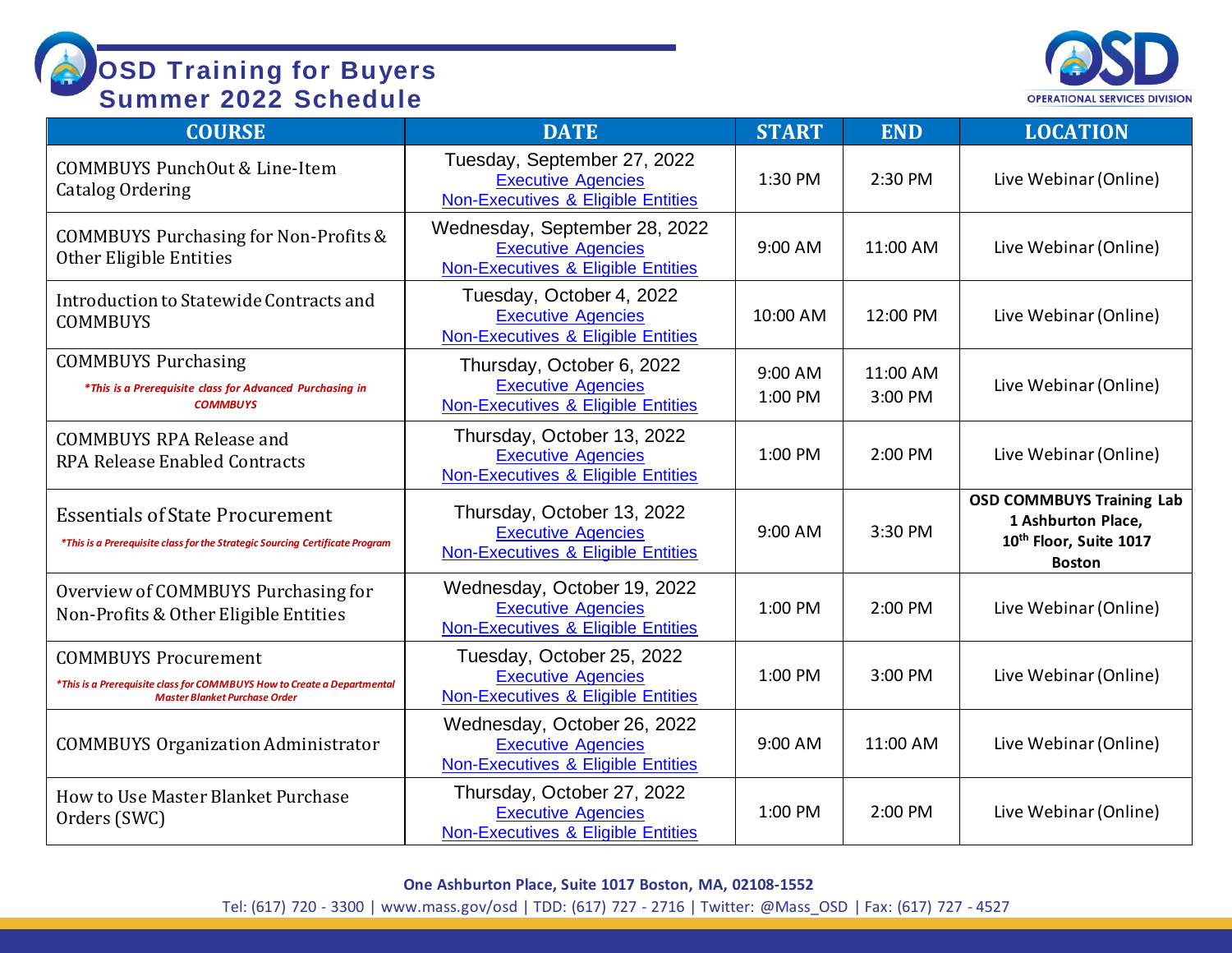# OSD Training for Buyers
## Summer 2022 Schedule

| COURSE | DATE | START | END | LOCATION |
|---|---|---|---|---|
| COMMBUYS PunchOut & Line-Item Catalog Ordering | Tuesday, September 27, 2022<br>Executive Agencies<br>Non-Executives & Eligible Entities | 1:30 PM | 2:30 PM | Live Webinar (Online) |
| COMMBUYS Purchasing for Non-Profits & Other Eligible Entities | Wednesday, September 28, 2022<br>Executive Agencies<br>Non-Executives & Eligible Entities | 9:00 AM | 11:00 AM | Live Webinar (Online) |
| Introduction to Statewide Contracts and COMMBUYS | Tuesday, October 4, 2022<br>Executive Agencies<br>Non-Executives & Eligible Entities | 10:00 AM | 12:00 PM | Live Webinar (Online) |
| COMMBUYS Purchasing<br>*\*This is a Prerequisite class for Advanced Purchasing in COMMBUYS* | Thursday, October 6, 2022<br>Executive Agencies<br>Non-Executives & Eligible Entities | 9:00 AM<br>1:00 PM | 11:00 AM<br>3:00 PM | Live Webinar (Online) |
| COMMBUYS RPA Release and RPA Release Enabled Contracts | Thursday, October 13, 2022<br>Executive Agencies<br>Non-Executives & Eligible Entities | 1:00 PM | 2:00 PM | Live Webinar (Online) |
| Essentials of State Procurement<br>*\*This is a Prerequisite class for the Strategic Sourcing Certificate Program* | Thursday, October 13, 2022<br>Executive Agencies<br>Non-Executives & Eligible Entities | 9:00 AM | 3:30 PM | **OSD COMMBUYS Training Lab 1 Ashburton Place, 10th Floor, Suite 1017 Boston** |
| Overview of COMMBUYS Purchasing for Non-Profits & Other Eligible Entities | Wednesday, October 19, 2022<br>Executive Agencies<br>Non-Executives & Eligible Entities | 1:00 PM | 2:00 PM | Live Webinar (Online) |
| COMMBUYS Procurement<br>*\*This is a Prerequisite class for COMMBUYS How to Create a Departmental Master Blanket Purchase Order* | Tuesday, October 25, 2022<br>Executive Agencies<br>Non-Executives & Eligible Entities | 1:00 PM | 3:00 PM | Live Webinar (Online) |
| COMMBUYS Organization Administrator | Wednesday, October 26, 2022<br>Executive Agencies<br>Non-Executives & Eligible Entities | 9:00 AM | 11:00 AM | Live Webinar (Online) |
| How to Use Master Blanket Purchase Orders (SWC) | Thursday, October 27, 2022<br>Executive Agencies<br>Non-Executives & Eligible Entities | 1:00 PM | 2:00 PM | Live Webinar (Online) |

**One Ashburton Place, Suite 1017 Boston, MA, 02108-1552**

Tel: (617) 720 - 3300 | www.mass.gov/osd | TDD: (617) 727 - 2716 | Twitter: @Mass_OSD | Fax: (617) 727 - 4527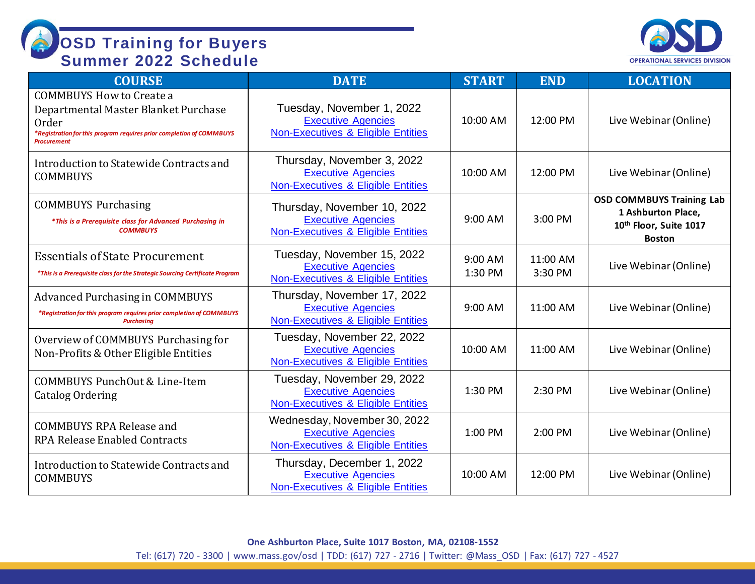# OSD Training for Buyers
## Summer 2022 Schedule

OPERATIONAL SERVICES DIVISION

| COURSE | DATE | START | END | LOCATION |
|---|---|---|---|---|
| COMMBUYS How to Create a Departmental Master Blanket Purchase Order *\*Registration for this program requires prior completion of COMMBUYS Procurement* | Tuesday, November 1, 2022 Executive Agencies Non-Executives & Eligible Entities | 10:00 AM | 12:00 PM | Live Webinar (Online) |
| Introduction to Statewide Contracts and COMMBUYS | Thursday, November 3, 2022 Executive Agencies Non-Executives & Eligible Entities | 10:00 AM | 12:00 PM | Live Webinar (Online) |
| COMMBUYS Purchasing *\*This is a Prerequisite class for Advanced Purchasing in COMMBUYS* | Thursday, November 10, 2022 Executive Agencies Non-Executives & Eligible Entities | 9:00 AM | 3:00 PM | **OSD COMMBUYS Training Lab 1 Ashburton Place, 10th Floor, Suite 1017 Boston** |
| Essentials of State Procurement *\*This is a Prerequisite class for the Strategic Sourcing Certificate Program* | Tuesday, November 15, 2022 Executive Agencies Non-Executives & Eligible Entities | 9:00 AM 1:30 PM | 11:00 AM 3:30 PM | Live Webinar (Online) |
| Advanced Purchasing in COMMBUYS *\*Registration for this program requires prior completion of COMMBUYS Purchasing* | Thursday, November 17, 2022 Executive Agencies Non-Executives & Eligible Entities | 9:00 AM | 11:00 AM | Live Webinar (Online) |
| Overview of COMMBUYS Purchasing for Non-Profits & Other Eligible Entities | Tuesday, November 22, 2022 Executive Agencies Non-Executives & Eligible Entities | 10:00 AM | 11:00 AM | Live Webinar (Online) |
| COMMBUYS PunchOut & Line-Item Catalog Ordering | Tuesday, November 29, 2022 Executive Agencies Non-Executives & Eligible Entities | 1:30 PM | 2:30 PM | Live Webinar (Online) |
| COMMBUYS RPA Release and RPA Release Enabled Contracts | Wednesday, November 30, 2022 Executive Agencies Non-Executives & Eligible Entities | 1:00 PM | 2:00 PM | Live Webinar (Online) |
| Introduction to Statewide Contracts and COMMBUYS | Thursday, December 1, 2022 Executive Agencies Non-Executives & Eligible Entities | 10:00 AM | 12:00 PM | Live Webinar (Online) |

**One Ashburton Place, Suite 1017 Boston, MA, 02108-1552**

Tel: (617) 720 - 3300 | www.mass.gov/osd | TDD: (617) 727 - 2716 | Twitter: @Mass_OSD | Fax: (617) 727 - 4527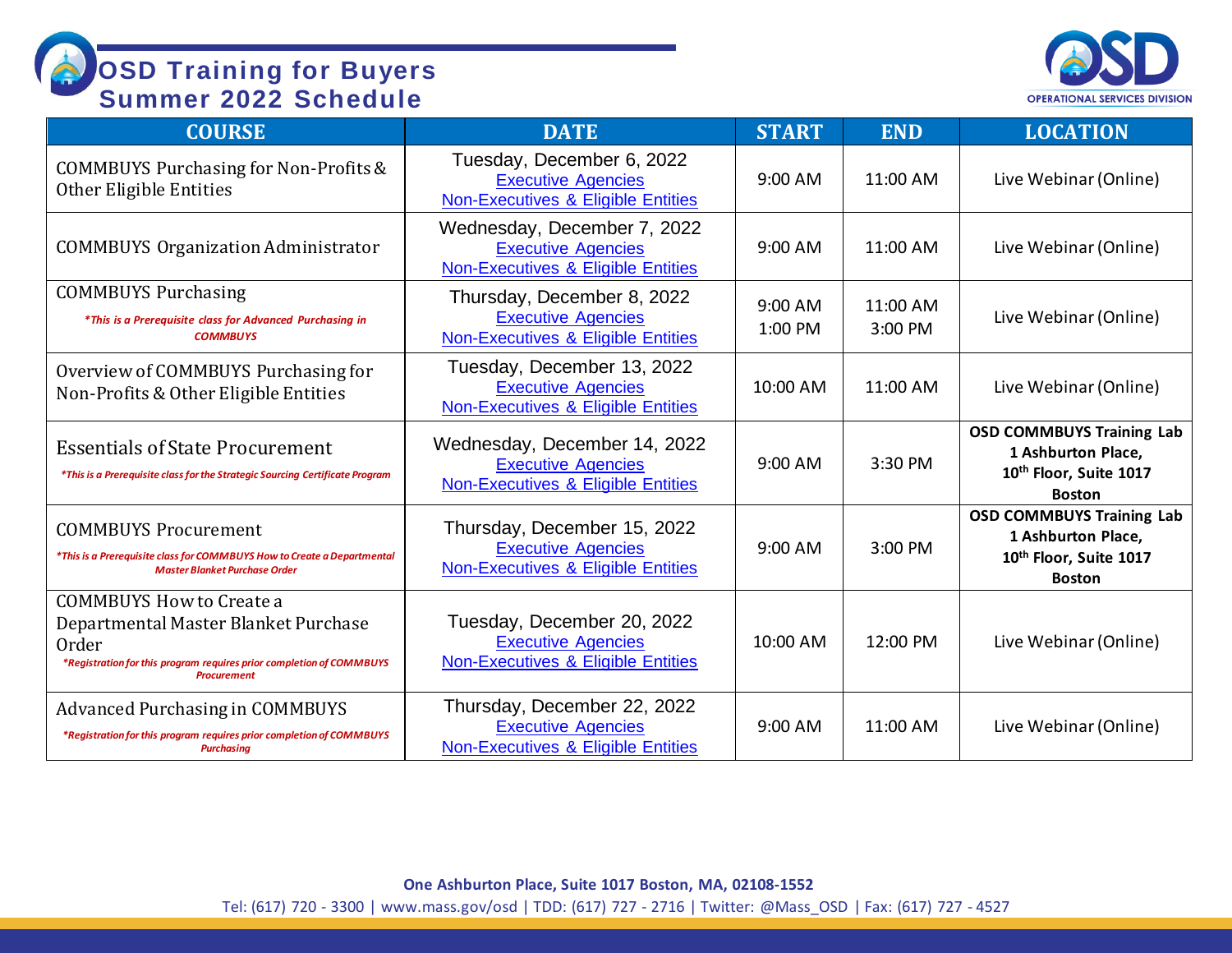# OSD Training for Buyers
## Summer 2022 Schedule

OPERATIONAL SERVICES DIVISION

| COURSE | DATE | START | END | LOCATION |
|---|---|---|---|---|
| COMMBUYS Purchasing for Non-Profits & Other Eligible Entities | Tuesday, December 6, 2022<br>Executive Agencies<br>Non-Executives & Eligible Entities | 9:00 AM | 11:00 AM | Live Webinar (Online) |
| COMMBUYS Organization Administrator | Wednesday, December 7, 2022<br>Executive Agencies<br>Non-Executives & Eligible Entities | 9:00 AM | 11:00 AM | Live Webinar (Online) |
| COMMBUYS Purchasing<br>*\*This is a Prerequisite class for Advanced Purchasing in COMMBUYS* | Thursday, December 8, 2022<br>Executive Agencies<br>Non-Executives & Eligible Entities | 9:00 AM<br>1:00 PM | 11:00 AM<br>3:00 PM | Live Webinar (Online) |
| Overview of COMMBUYS Purchasing for Non-Profits & Other Eligible Entities | Tuesday, December 13, 2022<br>Executive Agencies<br>Non-Executives & Eligible Entities | 10:00 AM | 11:00 AM | Live Webinar (Online) |
| Essentials of State Procurement<br>*\*This is a Prerequisite class for the Strategic Sourcing Certificate Program* | Wednesday, December 14, 2022<br>Executive Agencies<br>Non-Executives & Eligible Entities | 9:00 AM | 3:30 PM | **OSD COMMBUYS Training Lab 1 Ashburton Place, 10th Floor, Suite 1017 Boston** |
| COMMBUYS Procurement<br>*\*This is a Prerequisite class for COMMBUYS How to Create a Departmental Master Blanket Purchase Order* | Thursday, December 15, 2022<br>Executive Agencies<br>Non-Executives & Eligible Entities | 9:00 AM | 3:00 PM | **OSD COMMBUYS Training Lab 1 Ashburton Place, 10th Floor, Suite 1017 Boston** |
| COMMBUYS How to Create a Departmental Master Blanket Purchase Order<br>*\*Registration for this program requires prior completion of COMMBUYS Procurement* | Tuesday, December 20, 2022<br>Executive Agencies<br>Non-Executives & Eligible Entities | 10:00 AM | 12:00 PM | Live Webinar (Online) |
| Advanced Purchasing in COMMBUYS<br>*\*Registration for this program requires prior completion of COMMBUYS Purchasing* | Thursday, December 22, 2022<br>Executive Agencies<br>Non-Executives & Eligible Entities | 9:00 AM | 11:00 AM | Live Webinar (Online) |

**One Ashburton Place, Suite 1017 Boston, MA, 02108-1552**

Tel: (617) 720 - 3300 | www.mass.gov/osd | TDD: (617) 727 - 2716 | Twitter: @Mass_OSD | Fax: (617) 727 - 4527